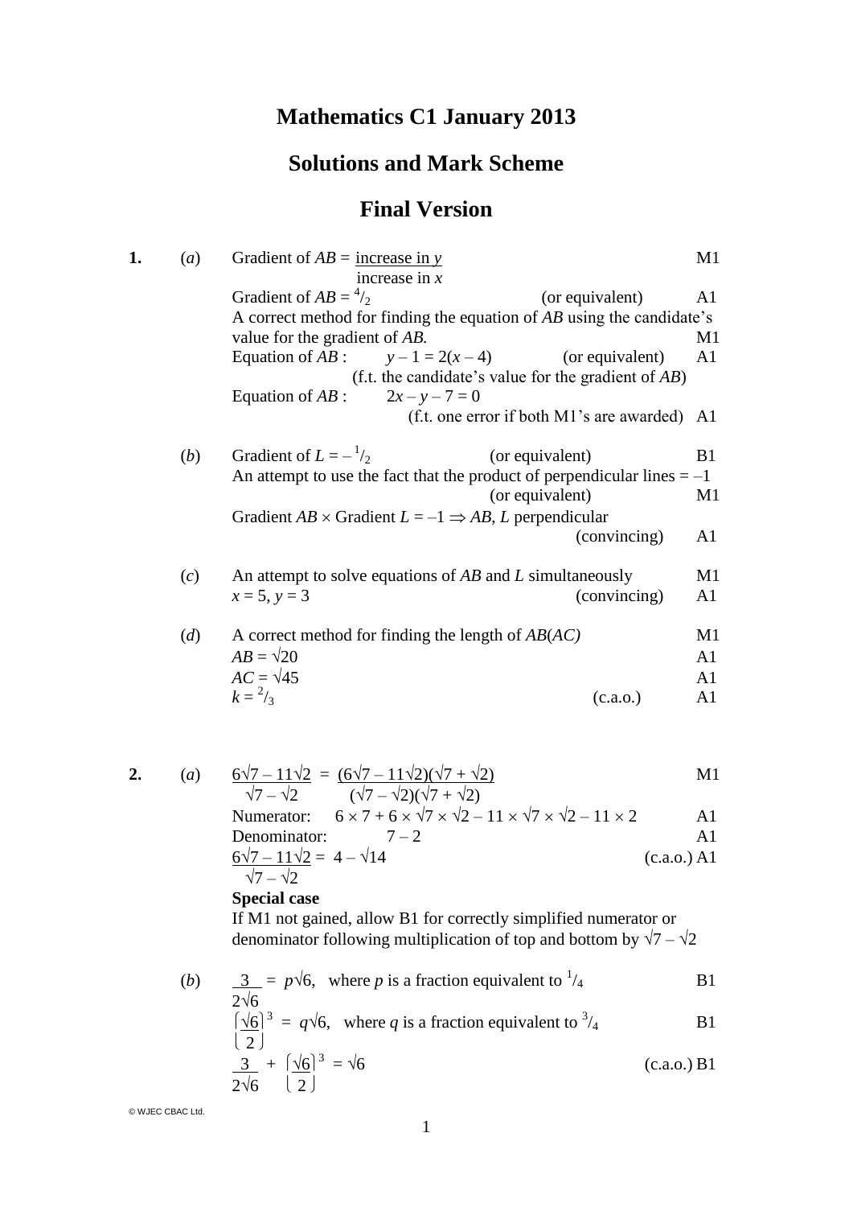# Mathematics C1 January 2013

## Solutions and Mark Scheme

## Final Version

**1.** (*a*) Gradient of *AB* = $\dfrac{\text{increase in } y}{\text{increase in } x}$ M1

Gradient of *AB* = $^4/_2$ (or equivalent) A1

A correct method for finding the equation of *AB* using the candidate's value for the gradient of *AB*. M1

Equation of *AB* : $y - 1 = 2(x - 4)$ (or equivalent) A1

(f.t. the candidate's value for the gradient of *AB*)

Equation of *AB* : $2x - y - 7 = 0$

(f.t. one error if both M1's are awarded) A1

(*b*) Gradient of $L = -{}^1/_2$ (or equivalent) B1

An attempt to use the fact that the product of perpendicular lines = –1 (or equivalent) M1

Gradient $AB \times$ Gradient $L = -1 \Rightarrow AB, L$ perpendicular (convincing) A1

(*c*) An attempt to solve equations of *AB* and *L* simultaneously M1

$x = 5, y = 3$ (convincing) A1

(*d*) A correct method for finding the length of *AB*(*AC)* M1

$AB = \sqrt{20}$ A1

$AC = \sqrt{45}$ A1

$k = {}^2/_3$ (c.a.o.) A1

**2.** (*a*) $\dfrac{6\sqrt{7} - 11\sqrt{2}}{\sqrt{7} - \sqrt{2}} = \dfrac{(6\sqrt{7} - 11\sqrt{2})(\sqrt{7} + \sqrt{2})}{(\sqrt{7} - \sqrt{2})(\sqrt{7} + \sqrt{2})}$ M1

Numerator: $6 \times 7 + 6 \times \sqrt{7} \times \sqrt{2} - 11 \times \sqrt{7} \times \sqrt{2} - 11 \times 2$ A1

Denominator: $7 - 2$ A1

$\dfrac{6\sqrt{7} - 11\sqrt{2}}{\sqrt{7} - \sqrt{2}} = 4 - \sqrt{14}$ (c.a.o.) A1

**Special case**

If M1 not gained, allow B1 for correctly simplified numerator or denominator following multiplication of top and bottom by $\sqrt{7} - \sqrt{2}$

(*b*) $\dfrac{3}{2\sqrt{6}} = p\sqrt{6}$, where *p* is a fraction equivalent to $^1/_4$ B1

$\left(\dfrac{\sqrt{6}}{2}\right)^3 = q\sqrt{6}$, where *q* is a fraction equivalent to $^3/_4$ B1

$\dfrac{3}{2\sqrt{6}} + \left(\dfrac{\sqrt{6}}{2}\right)^3 = \sqrt{6}$ (c.a.o.) B1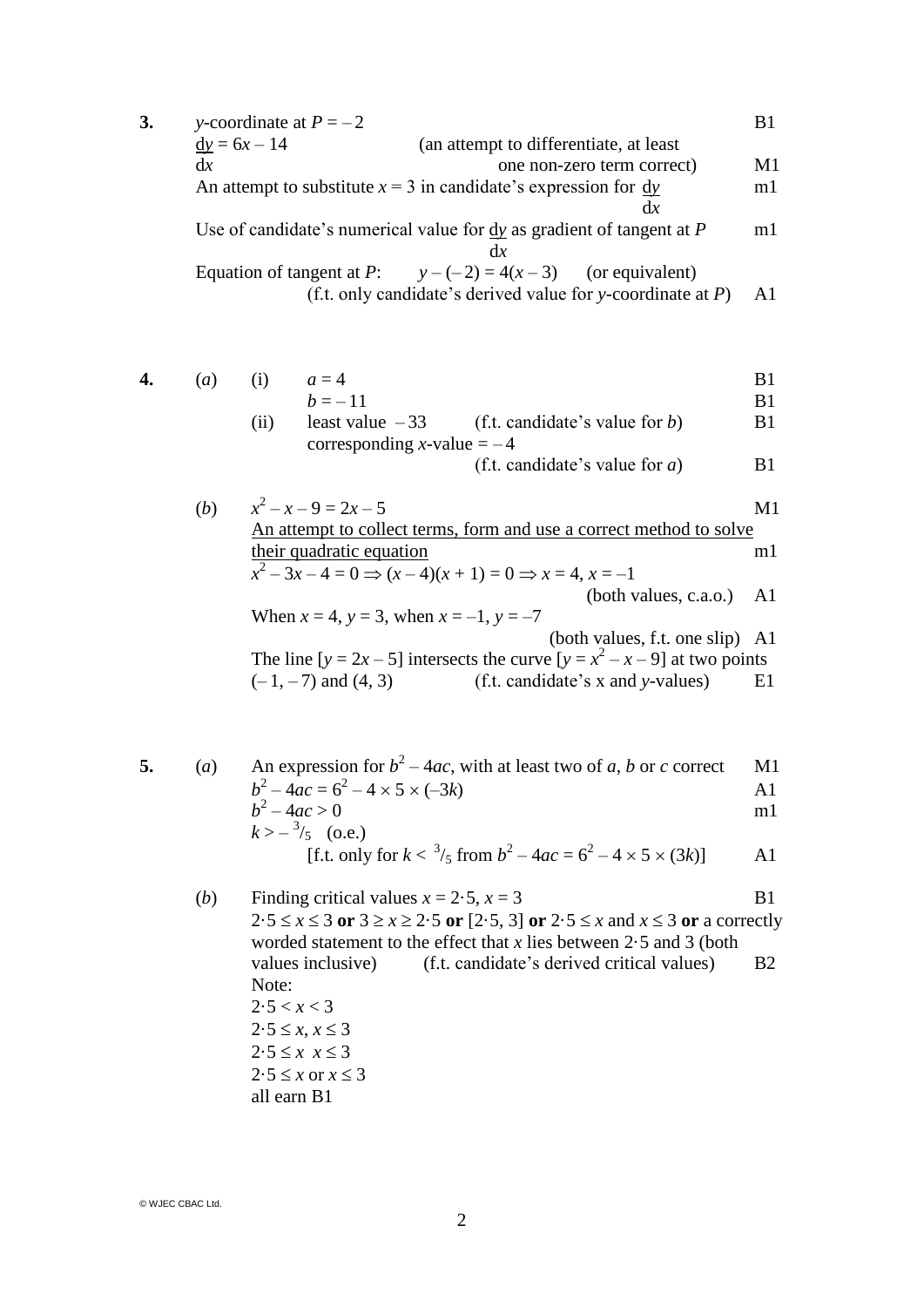**3.** $y$-coordinate at $P = -2$ — B1

$\frac{dy}{dx} = 6x - 14$ (an attempt to differentiate, at least one non-zero term correct) — M1

An attempt to substitute $x = 3$ in candidate's expression for $\frac{dy}{dx}$ — m1

Use of candidate's numerical value for $\frac{dy}{dx}$ as gradient of tangent at $P$ — m1

Equation of tangent at $P$: $y - (-2) = 4(x - 3)$ (or equivalent)
(f.t. only candidate's derived value for $y$-coordinate at $P$) — A1

**4.** (*a*) (i) $a = 4$ — B1

$b = -11$ — B1

(ii) least value $-33$ (f.t. candidate's value for $b$) — B1

corresponding $x$-value $= -4$
(f.t. candidate's value for $a$) — B1

(*b*) $x^2 - x - 9 = 2x - 5$ — M1

<u>An attempt to collect terms, form and use a correct method to solve their quadratic equation</u> — m1

$x^2 - 3x - 4 = 0 \Rightarrow (x - 4)(x + 1) = 0 \Rightarrow x = 4, x = -1$
(both values, c.a.o.) — A1

When $x = 4$, $y = 3$, when $x = -1$, $y = -7$
(both values, f.t. one slip) — A1

The line [$y = 2x - 5$] intersects the curve [$y = x^2 - x - 9$] at two points $(-1, -7)$ and $(4, 3)$ (f.t. candidate's x and $y$-values) — E1

**5.** (*a*) An expression for $b^2 - 4ac$, with at least two of $a$, $b$ or $c$ correct — M1

$b^2 - 4ac = 6^2 - 4 \times 5 \times (-3k)$ — A1

$b^2 - 4ac > 0$ — m1

$k > -\frac{3}{5}$ (o.e.)
[f.t. only for $k < \frac{3}{5}$ from $b^2 - 4ac = 6^2 - 4 \times 5 \times (3k)$] — A1

(*b*) Finding critical values $x = 2{\cdot}5$, $x = 3$ — B1

$2{\cdot}5 \le x \le 3$ **or** $3 \ge x \ge 2{\cdot}5$ **or** $[2{\cdot}5, 3]$ **or** $2{\cdot}5 \le x$ and $x \le 3$ **or** a correctly worded statement to the effect that $x$ lies between $2{\cdot}5$ and 3 (both values inclusive) (f.t. candidate's derived critical values) — B2

Note:
$2{\cdot}5 < x < 3$
$2{\cdot}5 \le x, x \le 3$
$2{\cdot}5 \le x \;\; x \le 3$
$2{\cdot}5 \le x$ or $x \le 3$
all earn B1

© WJEC CBAC Ltd.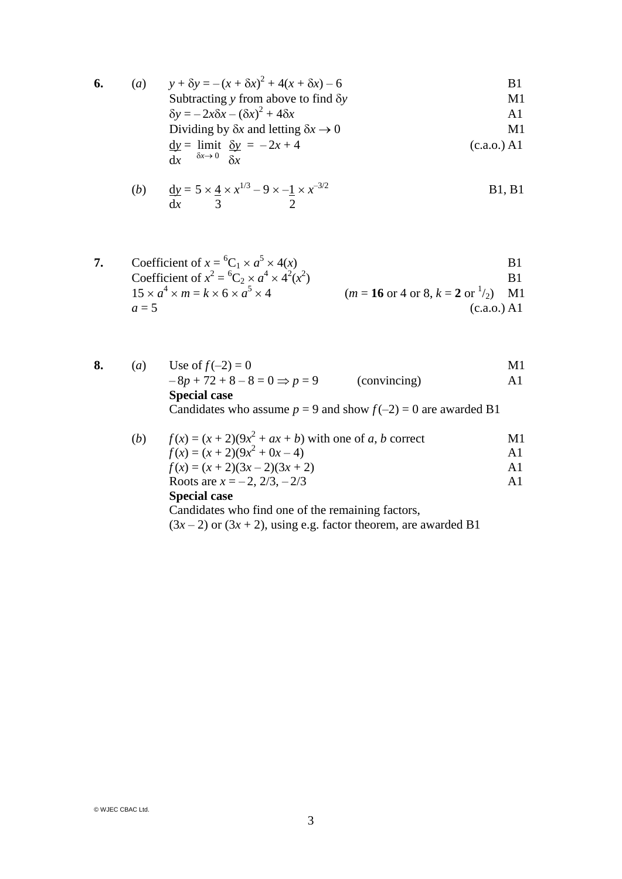**6.** (*a*) $y + \delta y = -(x + \delta x)^2 + 4(x + \delta x) - 6$ B1

Subtracting $y$ from above to find $\delta y$ M1

$\delta y = -2x\delta x - (\delta x)^2 + 4\delta x$ A1

Dividing by $\delta x$ and letting $\delta x \to 0$ M1

$\dfrac{dy}{dx} = \lim_{\delta x \to 0} \dfrac{\delta y}{\delta x} = -2x + 4$ (c.a.o.) A1

(*b*) $\dfrac{dy}{dx} = 5 \times \dfrac{4}{3} \times x^{1/3} - 9 \times -\dfrac{1}{2} \times x^{-3/2}$ B1, B1

**7.** Coefficient of $x = {}^6C_1 \times a^5 \times 4(x)$ B1

Coefficient of $x^2 = {}^6C_2 \times a^4 \times 4^2(x^2)$ B1

$15 \times a^4 \times m = k \times 6 \times a^5 \times 4$ ($m =$ **16** or 4 or 8, $k =$ **2** or $^1/_2$) M1

$a = 5$ (c.a.o.) A1

**8.** (*a*) Use of $f(-2) = 0$ M1

$-8p + 72 + 8 - 8 = 0 \Rightarrow p = 9$ (convincing) A1

**Special case**

Candidates who assume $p = 9$ and show $f(-2) = 0$ are awarded B1

(*b*) $f(x) = (x + 2)(9x^2 + ax + b)$ with one of $a$, $b$ correct M1

$f(x) = (x + 2)(9x^2 + 0x - 4)$ A1

$f(x) = (x + 2)(3x - 2)(3x + 2)$ A1

Roots are $x = -2, 2/3, -2/3$ A1

**Special case**

Candidates who find one of the remaining factors,
$(3x - 2)$ or $(3x + 2)$, using e.g. factor theorem, are awarded B1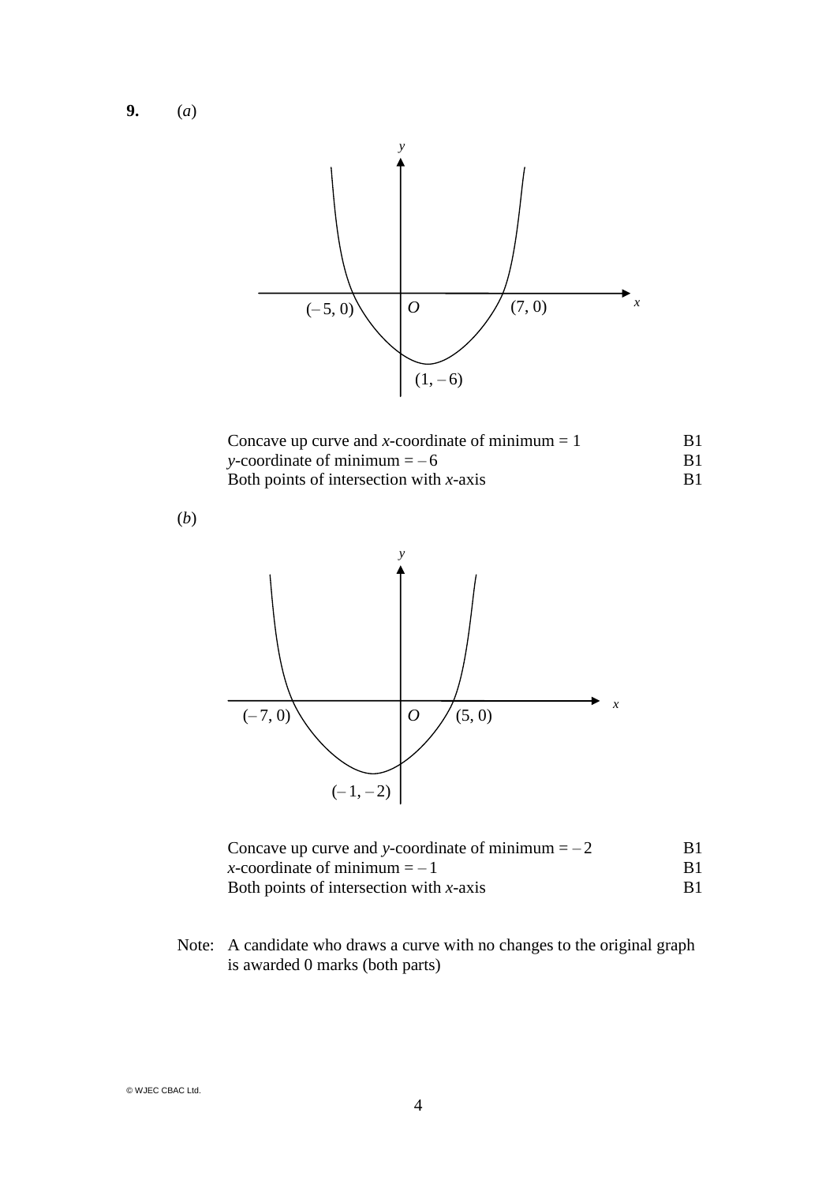**9.** (*a*)

| | |
|---|---|
| Concave up curve and $x$-coordinate of minimum = 1 | B1 |
| $y$-coordinate of minimum = $-6$ | B1 |
| Both points of intersection with $x$-axis | B1 |

(*b*)

| | |
|---|---|
| Concave up curve and $y$-coordinate of minimum = $-2$ | B1 |
| $x$-coordinate of minimum = $-1$ | B1 |
| Both points of intersection with $x$-axis | B1 |

Note: A candidate who draws a curve with no changes to the original graph is awarded 0 marks (both parts)

© WJEC CBAC Ltd.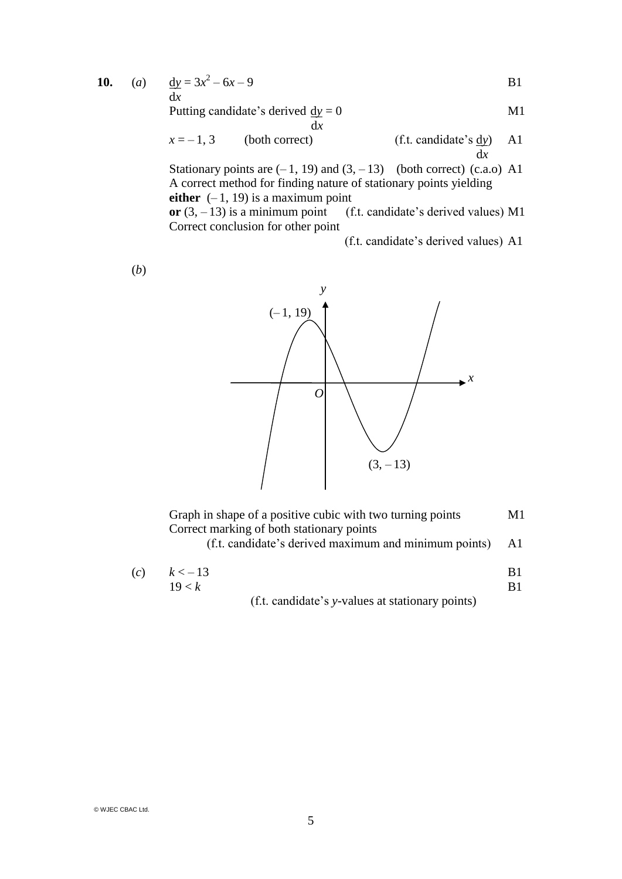**10.** (*a*) $\frac{dy}{dx} = 3x^2 - 6x - 9$ B1

Putting candidate's derived $\frac{dy}{dx} = 0$ M1

$x = -1, 3$ (both correct) (f.t. candidate's $\frac{dy}{dx}$) A1

Stationary points are $(-1, 19)$ and $(3, -13)$ (both correct) (c.a.o) A1

A correct method for finding nature of stationary points yielding
**either** $(-1, 19)$ is a maximum point
**or** $(3, -13)$ is a minimum point (f.t. candidate's derived values) M1

Correct conclusion for other point
(f.t. candidate's derived values) A1

(*b*)

y
x
O
(– 1, 19)
(3, – 13)

Graph in shape of a positive cubic with two turning points M1

Correct marking of both stationary points
(f.t. candidate's derived maximum and minimum points) A1

(*c*) $k < -13$ B1

$19 < k$ B1

(f.t. candidate's *y*-values at stationary points)

© WJEC CBAC Ltd.